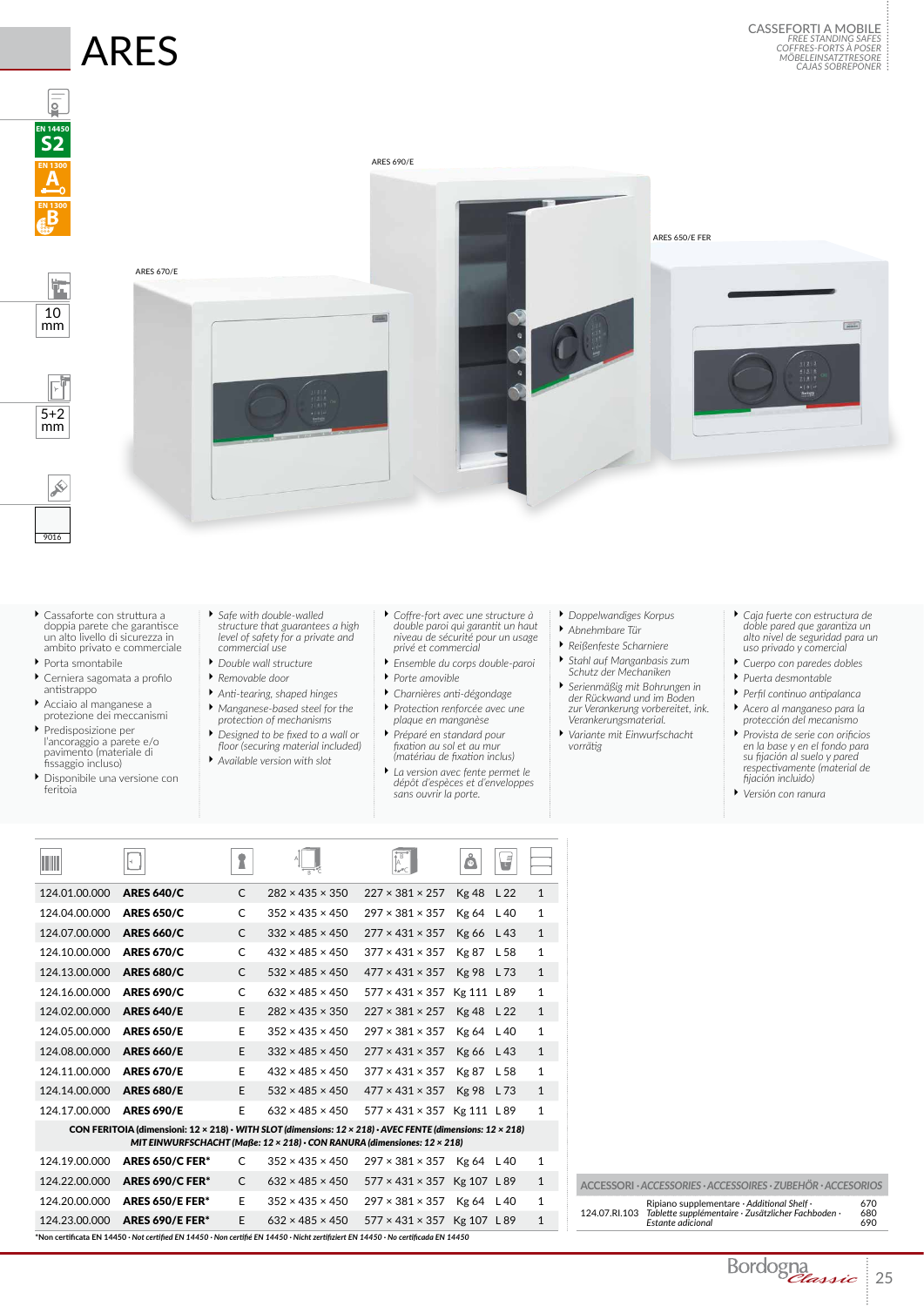# ARES

CASSEFORTI A MOBILE
*FREE STANDING SAFES*
*COFFRES-FORTS À POSER*
*MÖBELEINSATZTRESORE*
*CAJAS SOBREPONER*

EN 14450 S2

EN 1300 A

EN 1300 B

10 mm

5+2 mm

9016

ARES 690/E

ARES 650/E FER

ARES 670/E

- Cassaforte con struttura a doppia parete che garantisce un alto livello di sicurezza in ambito privato e commerciale
- Porta smontabile
- Cerniera sagomata a profilo antistrappo
- Acciaio al manganese a protezione dei meccanismi
- Predisposizione per l'ancoraggio a parete e/o pavimento (materiale di fissaggio incluso)
- Disponibile una versione con feritoia

- *Safe with double-walled structure that guarantees a high level of safety for a private and commercial use*
- *Double wall structure*
- *Removable door*
- *Anti-tearing, shaped hinges*
- *Manganese-based steel for the protection of mechanisms*
- *Designed to be fixed to a wall or floor (securing material included)*
- *Available version with slot*

- *Coffre-fort avec une structure à double paroi qui garantit un haut niveau de sécurité pour un usage privé et commercial*
- *Ensemble du corps double-paroi*
- *Porte amovible*
- *Charnières anti-dégondage*
- *Protection renforcée avec une plaque en manganèse*
- *Préparé en standard pour fixation au sol et au mur (matériau de fixation inclus)*
- *La version avec fente permet le dépôt d'espèces et d'enveloppes sans ouvrir la porte.*

- *Doppelwandiges Korpus*
- *Abnehmbare Tür*
- *Reißenfeste Scharniere*
- *Stahl auf Manganbasis zum Schutz der Mechaniken*
- *Serienmäßig mit Bohrungen in der Rückwand und im Boden zur Verankerung vorbereitet, ink. Verankerungsmaterial.*
- *Variante mit Einwurfschacht vorrätig*

- *Caja fuerte con estructura de doble pared que garantiza un alto nivel de seguridad para un uso privado y comercial*
- *Cuerpo con paredes dobles*
- *Puerta desmontable*
- *Perfil continuo antipalanca*
- *Acero al manganeso para la protección del mecanismo*
- *Provista de serie con orificios en la base y en el fondo para su fijación al suelo y pared respectivamente (material de fijación incluido)*
- *Versión con ranura*

| | | | A×B×C | A×B×C | | | |
|---|---|---|---|---|---|---|---|
| 124.01.00.000 | **ARES 640/C** | C | 282 × 435 × 350 | 227 × 381 × 257 | Kg 48 | L 22 | 1 |
| 124.04.00.000 | **ARES 650/C** | C | 352 × 435 × 450 | 297 × 381 × 357 | Kg 64 | L 40 | 1 |
| 124.07.00.000 | **ARES 660/C** | C | 332 × 485 × 450 | 277 × 431 × 357 | Kg 66 | L 43 | 1 |
| 124.10.00.000 | **ARES 670/C** | C | 432 × 485 × 450 | 377 × 431 × 357 | Kg 87 | L 58 | 1 |
| 124.13.00.000 | **ARES 680/C** | C | 532 × 485 × 450 | 477 × 431 × 357 | Kg 98 | L 73 | 1 |
| 124.16.00.000 | **ARES 690/C** | C | 632 × 485 × 450 | 577 × 431 × 357 | Kg 111 | L 89 | 1 |
| 124.02.00.000 | **ARES 640/E** | E | 282 × 435 × 350 | 227 × 381 × 257 | Kg 48 | L 22 | 1 |
| 124.05.00.000 | **ARES 650/E** | E | 352 × 435 × 450 | 297 × 381 × 357 | Kg 64 | L 40 | 1 |
| 124.08.00.000 | **ARES 660/E** | E | 332 × 485 × 450 | 277 × 431 × 357 | Kg 66 | L 43 | 1 |
| 124.11.00.000 | **ARES 670/E** | E | 432 × 485 × 450 | 377 × 431 × 357 | Kg 87 | L 58 | 1 |
| 124.14.00.000 | **ARES 680/E** | E | 532 × 485 × 450 | 477 × 431 × 357 | Kg 98 | L 73 | 1 |
| 124.17.00.000 | **ARES 690/E** | E | 632 × 485 × 450 | 577 × 431 × 357 | Kg 111 | L 89 | 1 |
| **CON FERITOIA (dimensioni: 12 × 218) · *WITH SLOT (dimensions: 12 × 218) · AVEC FENTE (dimensions: 12 × 218) · MIT EINWURFSCHACHT (Maße: 12 × 218) · CON RANURA (dimensiones: 12 × 218)*** | | | | | | | |
| 124.19.00.000 | **ARES 650/C FER*** | C | 352 × 435 × 450 | 297 × 381 × 357 | Kg 64 | L 40 | 1 |
| 124.22.00.000 | **ARES 690/C FER*** | C | 632 × 485 × 450 | 577 × 431 × 357 | Kg 107 | L 89 | 1 |
| 124.20.00.000 | **ARES 650/E FER*** | E | 352 × 435 × 450 | 297 × 381 × 357 | Kg 64 | L 40 | 1 |
| 124.23.00.000 | **ARES 690/E FER*** | E | 632 × 485 × 450 | 577 × 431 × 357 | Kg 107 | L 89 | 1 |

***Non certificata EN 14450 · *Not certified EN 14450 · Non certifié EN 14450 · Nicht zertifiziert EN 14450 · No certificada EN 14450***

| ACCESSORI · *ACCESSORIES · ACCESSOIRES · ZUBEHÖR · ACCESORIOS* | | |
|---|---|---|
| 124.07.RI.103 | Ripiano supplementare · *Additional Shelf · Tablette supplémentaire · Zusätzlicher Fachboden · Estante adicional* | 670<br>680<br>690 |

Bordogna *Classic*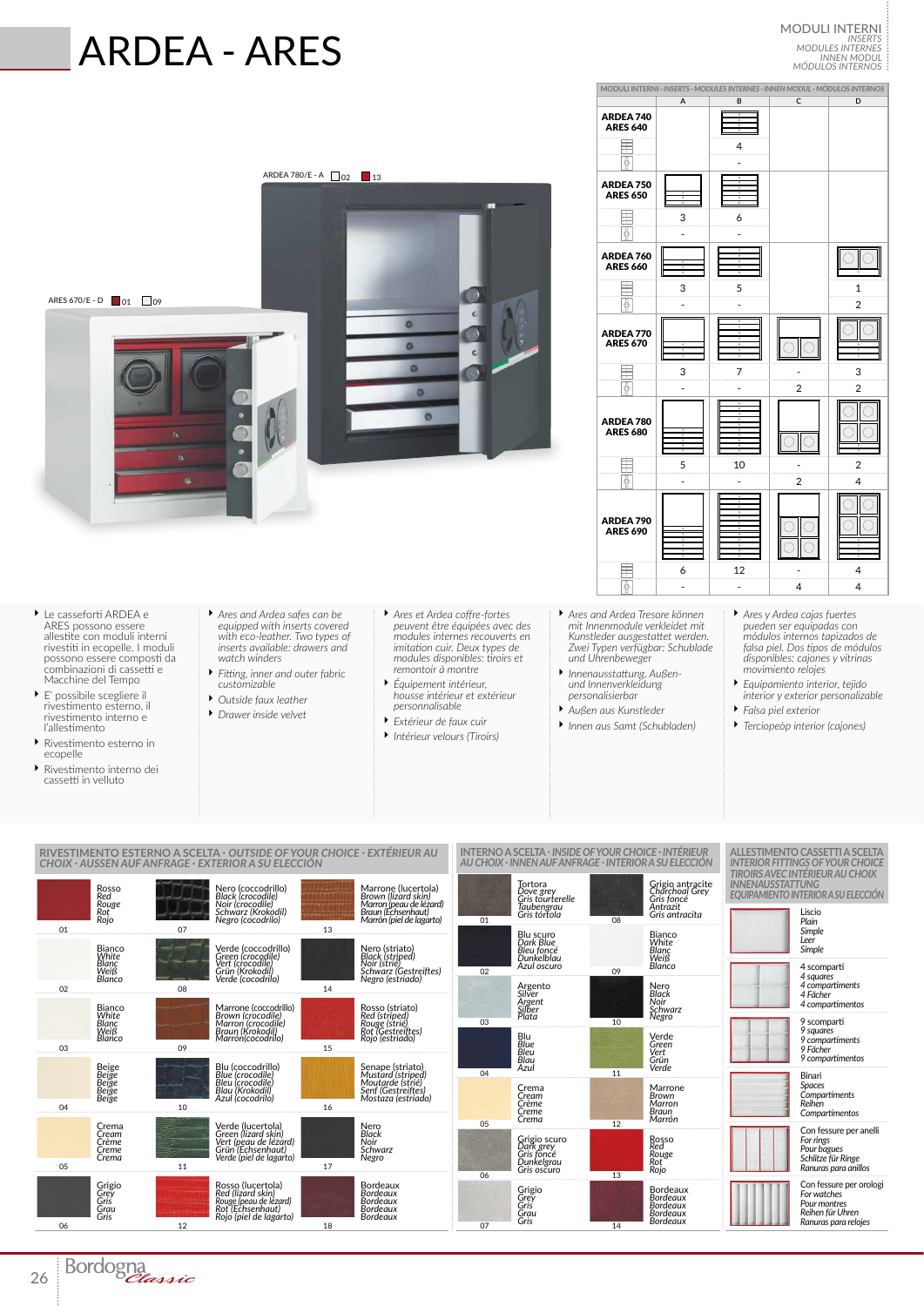# ARDEA - ARES

MODULI INTERNI
*INSERTS*
*MODULES INTERNES*
*INNEN MODUL*
*MÓDULOS INTERNOS*

ARDEA 780/E - A  02  13

ARES 670/E - D  01  09

MODULI INTERNI · INSERTS · MODULES INTERNES · INNEN MODUL · MÓDULOS INTERNOS

| | | A | B | C | D |
|---|---|---|---|---|---|
| ARDEA 740 ARES 640 | cassetti | | 4 | | |
| | orologi | | - | | |
| ARDEA 750 ARES 650 | cassetti | 3 | 6 | | |
| | orologi | - | - | | |
| ARDEA 760 ARES 660 | cassetti | 3 | 5 | | 1 |
| | orologi | - | - | | 2 |
| ARDEA 770 ARES 670 | cassetti | 3 | 7 | - | 3 |
| | orologi | - | - | 2 | 2 |
| ARDEA 780 ARES 680 | cassetti | 5 | 10 | - | 2 |
| | orologi | - | - | 2 | 4 |
| ARDEA 790 ARES 690 | cassetti | 6 | 12 | - | 4 |
| | orologi | - | - | 4 | 4 |

- Le casseforti ARDEA e ARES possono essere allestite con moduli interni rivestiti in ecopelle. I moduli possono essere composti da combinazioni di cassetti e Macchine del Tempo
- E' possibile scegliere il rivestimento esterno, il rivestimento interno e l'allestimento
- Rivestimento esterno in ecopelle
- Rivestimento interno dei cassetti in velluto

- *Ares and Ardea safes can be equipped with inserts covered with eco-leather. Two types of inserts available: drawers and watch winders*
- *Fitting, inner and outer fabric customizable*
- *Outside faux leather*
- *Drawer inside velvet*

- *Ares et Ardea coffre-fortes peuvent être équipées avec des modules internes recouverts en imitation cuir. Deux types de modules disponibles: tiroirs et remontoir à montre*
- *Équipement intérieur, housse intérieur et extérieur personnalisable*
- *Extérieur de faux cuir*
- *Intérieur velours (Tiroirs)*

- *Ares and Ardea Tresore können mit Innenmodule verkleidet mit Kunstleder ausgestattet werden. Zwei Typen verfügbar: Schublade und Uhrenbeweger*
- *Innenausstattung, Außen- und Innenverkleidung personalisierbar*
- *Außen aus Kunstleder*
- *Innen aus Samt (Schubladen)*

- *Ares y Ardea cajas fuertes pueden ser equipadas con módulos internos tapizados de falsa piel. Dos tipos de módulos disponibles: cajones y vitrinas movimiento relojes*
- *Equipamiento interior, tejido interior y exterior personalizable*
- *Falsa piel exterior*
- *Terciopeòp interior (cajones)*

## RIVESTIMENTO ESTERNO A SCELTA · *OUTSIDE OF YOUR CHOICE · EXTÉRIEUR AU CHOIX · AUSSEN AUF ANFRAGE · EXTERIOR A SU ELECCIÓN*

| N. | Colore | N. | Colore | N. | Colore |
|---|---|---|---|---|---|
| 01 | Rosso *Red Rouge Rot Rojo* | 07 | Nero (coccodrillo) *Black (crocodile) Noir (crocodile) Schwarz (Krokodil) Negro (cocodrilo)* | 13 | Marrone (lucertola) *Brown (lizard skin) Marron (peau de lézard) Braun (Echsenhaut) Marrón (piel de lagarto)* |
| 02 | Bianco *White Blanc Weiß Blanco* | 08 | Verde (coccodrillo) *Green (crocodile) Vert (crocodile) Grün (Krokodil) Verde (cocodrilo)* | 14 | Nero (striato) *Black (striped) Noir (strié) Schwarz (Gestreiftes) Negro (estriado)* |
| 03 | Bianco *White Blanc Weiß Blanco* | 09 | Marrone (coccodrillo) *Brown (crocodile) Marron (crocodile) Braun (Krokodil) Marrón(cocodrilo)* | 15 | Rosso (striato) *Red (striped) Rouge (strié) Rot (Gestreiftes) Rojo (estriado)* |
| 04 | Beige *Beige Beige Beige Beige* | 10 | Blu (coccodrillo) *Blue (crocodile) Bleu (crocodile) Blau (Krokodil) Azul (cocodrilo)* | 16 | Senape (striato) *Mustard (striped) Moutarde (strié) Senf (Gestreiftes) Mostaza (estriado)* |
| 05 | Crema *Cream Crème Creme Crema* | 11 | Verde (lucertola) *Green (lizard skin) Vert (peau de lézard) Grün (Echsenhaut) Verde (piel de lagarto)* | 17 | Nero *Black Noir Schwarz Negro* |
| 06 | Grigio *Grey Gris Grau Gris* | 12 | Rosso (lucertola) *Red (lizard skin) Rouge (peau de lézard) Rot (Echsenhaut) Rojo (piel de lagarto)* | 18 | Bordeaux *Bordeaux Bordeaux Bordeaux Bordeaux* |

## INTERNO A SCELTA · *INSIDE OF YOUR CHOICE · INTÉRIEUR AU CHOIX · INNEN AUF ANFRAGE · INTERIOR A SU ELECCIÓN*

| N. | Colore | N. | Colore |
|---|---|---|---|
| 01 | Tortora *Dove grey Gris tourterelle Taubengrau Gris tórtola* | 08 | Grigio antracite *Charcoal Grey Gris foncé Antrazit Gris antracita* |
| 02 | Blu scuro *Dark Blue Bleu foncé Dunkelblau Azul oscuro* | 09 | Bianco *White Blanc Weiß Blanco* |
| 03 | Argento *Silver Argent Silber Plata* | 10 | Nero *Black Noir Schwarz Negro* |
| 04 | Blu *Blue Bleu Blau Azul* | 11 | Verde *Green Vert Grün Verde* |
| 05 | Crema *Cream Crème Creme Crema* | 12 | Marrone *Brown Marron Braun Marrón* |
| 06 | Grigio scuro *Dark grey Gris foncé Dunkelgrau Gris oscuro* | 13 | Rosso *Red Rouge Rot Rojo* |
| 07 | Grigio *Grey Gris Grau Gris* | 14 | Bordeaux *Bordeaux Bordeaux Bordeaux Bordeaux* |

## ALLESTIMENTO CASSETTI A SCELTA · *INTERIOR FITTINGS OF YOUR CHOICE · TIROIRS AVEC INTÉRIEUR AU CHOIX · INNENAUSSTATTUNG · EQUIPAMIENTO INTERIOR A SU ELECCIÓN*

- Liscio *Plain Simple Leer Simple*
- 4 scomparti *4 squares 4 compartiments 4 Fächer 4 compartimentos*
- 9 scomparti *9 squares 9 compartiments 9 Fächer 9 compartimentos*
- Binari *Spaces Compartiments Reihen Compartimentos*
- Con fessure per anelli *For rings Pour bagues Schlitze für Ringe Ranuras para anillos*
- Con fessure per orologi *For watches Pour montres Reihen für Uhren Ranuras para relojes*

Bordogna *Classic*